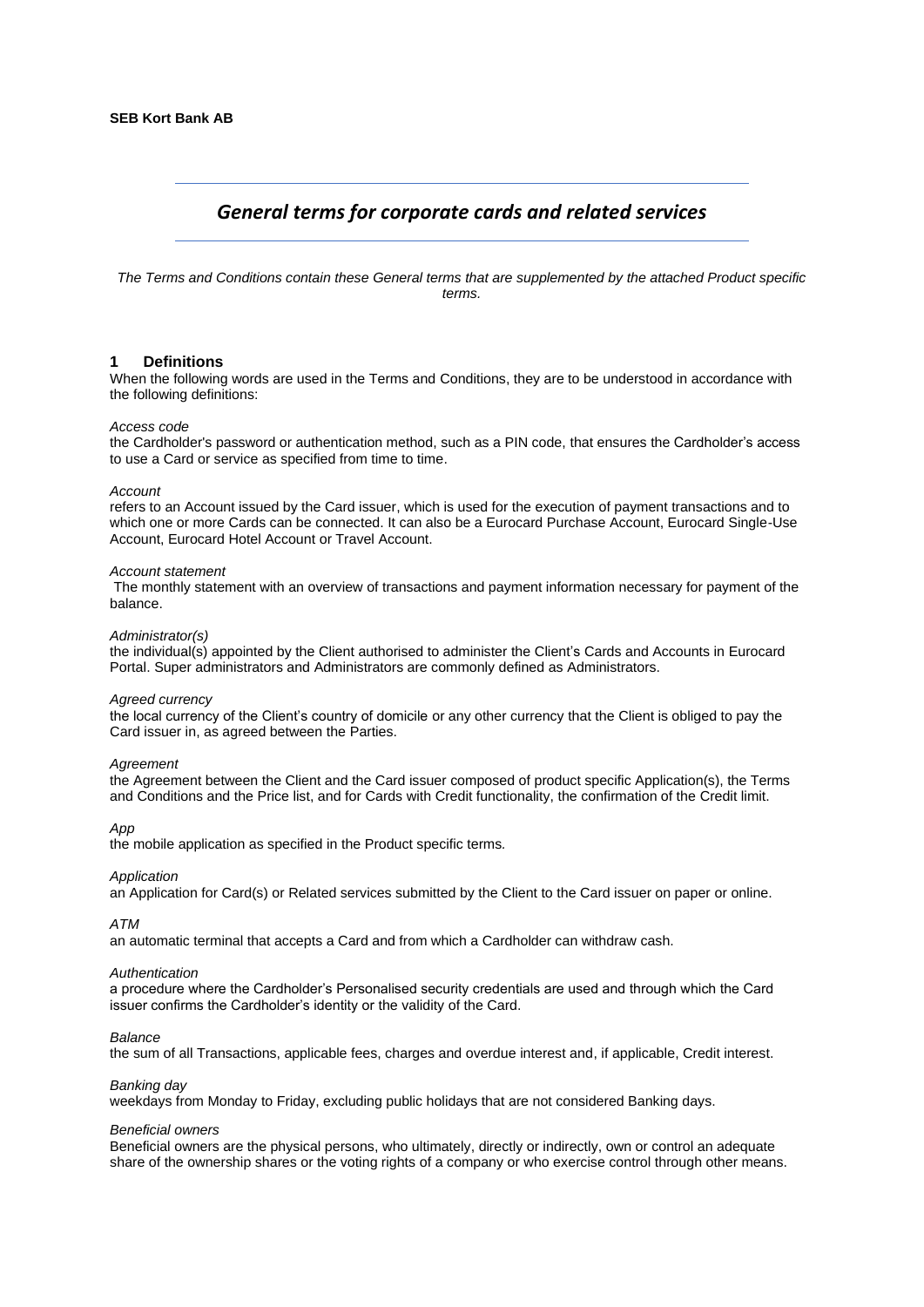**SEB Kort Bank AB**

# *General terms for corporate cards and related services*

*The Terms and Conditions contain these General terms that are supplemented by the attached Product specific terms.*

## 1 Definitions

When the following words are used in the Terms and Conditions, they are to be understood in accordance with the following definitions:

*Access code*
the Cardholder's password or authentication method, such as a PIN code, that ensures the Cardholder's access to use a Card or service as specified from time to time.

*Account*
refers to an Account issued by the Card issuer, which is used for the execution of payment transactions and to which one or more Cards can be connected. It can also be a Eurocard Purchase Account, Eurocard Single-Use Account, Eurocard Hotel Account or Travel Account.

*Account statement*
The monthly statement with an overview of transactions and payment information necessary for payment of the balance.

*Administrator(s)*
the individual(s) appointed by the Client authorised to administer the Client's Cards and Accounts in Eurocard Portal. Super administrators and Administrators are commonly defined as Administrators.

*Agreed currency*
the local currency of the Client's country of domicile or any other currency that the Client is obliged to pay the Card issuer in, as agreed between the Parties.

*Agreement*
the Agreement between the Client and the Card issuer composed of product specific Application(s), the Terms and Conditions and the Price list, and for Cards with Credit functionality, the confirmation of the Credit limit.

*App*
the mobile application as specified in the Product specific terms.

*Application*
an Application for Card(s) or Related services submitted by the Client to the Card issuer on paper or online.

*ATM*
an automatic terminal that accepts a Card and from which a Cardholder can withdraw cash.

*Authentication*
a procedure where the Cardholder's Personalised security credentials are used and through which the Card issuer confirms the Cardholder's identity or the validity of the Card.

*Balance*
the sum of all Transactions, applicable fees, charges and overdue interest and, if applicable, Credit interest.

*Banking day*
weekdays from Monday to Friday, excluding public holidays that are not considered Banking days.

*Beneficial owners*
Beneficial owners are the physical persons, who ultimately, directly or indirectly, own or control an adequate share of the ownership shares or the voting rights of a company or who exercise control through other means.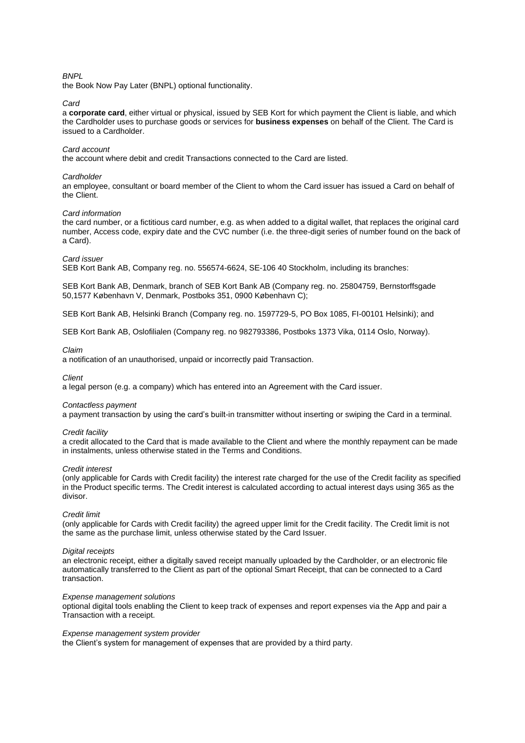*BNPL*
the Book Now Pay Later (BNPL) optional functionality.

*Card*
a **corporate card**, either virtual or physical, issued by SEB Kort for which payment the Client is liable, and which the Cardholder uses to purchase goods or services for **business expenses** on behalf of the Client. The Card is issued to a Cardholder.

*Card account*
the account where debit and credit Transactions connected to the Card are listed.

*Cardholder*
an employee, consultant or board member of the Client to whom the Card issuer has issued a Card on behalf of the Client.

*Card information*
the card number, or a fictitious card number, e.g. as when added to a digital wallet, that replaces the original card number, Access code, expiry date and the CVC number (i.e. the three-digit series of number found on the back of a Card).

*Card issuer*
SEB Kort Bank AB, Company reg. no. 556574-6624, SE-106 40 Stockholm, including its branches:

SEB Kort Bank AB, Denmark, branch of SEB Kort Bank AB (Company reg. no. 25804759, Bernstorffsgade 50,1577 København V, Denmark, Postboks 351, 0900 København C);

SEB Kort Bank AB, Helsinki Branch (Company reg. no. 1597729-5, PO Box 1085, FI-00101 Helsinki); and

SEB Kort Bank AB, Oslofilialen (Company reg. no 982793386, Postboks 1373 Vika, 0114 Oslo, Norway).

*Claim*
a notification of an unauthorised, unpaid or incorrectly paid Transaction.

*Client*
a legal person (e.g. a company) which has entered into an Agreement with the Card issuer.

*Contactless payment*
a payment transaction by using the card's built-in transmitter without inserting or swiping the Card in a terminal.

*Credit facility*
a credit allocated to the Card that is made available to the Client and where the monthly repayment can be made in instalments, unless otherwise stated in the Terms and Conditions.

*Credit interest*
(only applicable for Cards with Credit facility) the interest rate charged for the use of the Credit facility as specified in the Product specific terms. The Credit interest is calculated according to actual interest days using 365 as the divisor.

*Credit limit*
(only applicable for Cards with Credit facility) the agreed upper limit for the Credit facility. The Credit limit is not the same as the purchase limit, unless otherwise stated by the Card Issuer.

*Digital receipts*
an electronic receipt, either a digitally saved receipt manually uploaded by the Cardholder, or an electronic file automatically transferred to the Client as part of the optional Smart Receipt, that can be connected to a Card transaction.

*Expense management solutions*
optional digital tools enabling the Client to keep track of expenses and report expenses via the App and pair a Transaction with a receipt.

*Expense management system provider*
the Client's system for management of expenses that are provided by a third party.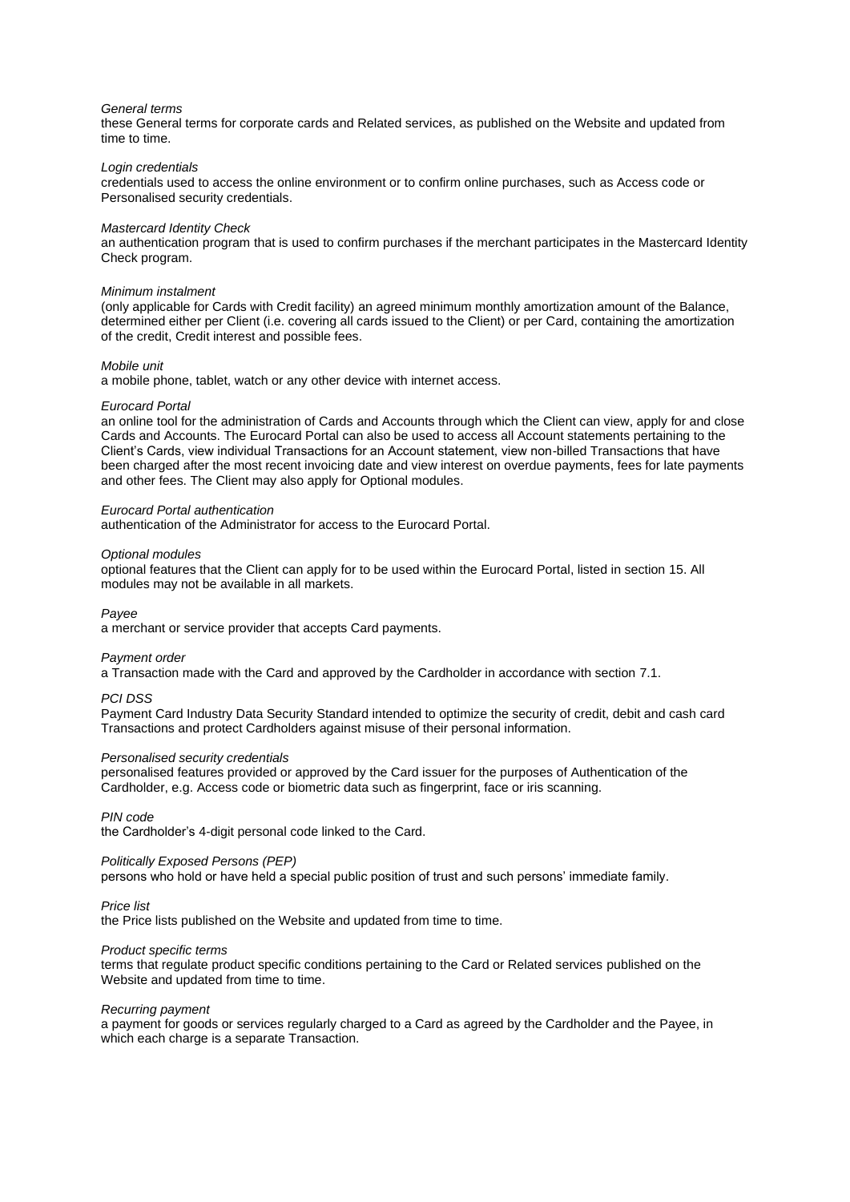*General terms*
these General terms for corporate cards and Related services, as published on the Website and updated from time to time.

*Login credentials*
credentials used to access the online environment or to confirm online purchases, such as Access code or Personalised security credentials.

*Mastercard Identity Check*
an authentication program that is used to confirm purchases if the merchant participates in the Mastercard Identity Check program.

*Minimum instalment*
(only applicable for Cards with Credit facility) an agreed minimum monthly amortization amount of the Balance, determined either per Client (i.e. covering all cards issued to the Client) or per Card, containing the amortization of the credit, Credit interest and possible fees.

*Mobile unit*
a mobile phone, tablet, watch or any other device with internet access.

*Eurocard Portal*
an online tool for the administration of Cards and Accounts through which the Client can view, apply for and close Cards and Accounts. The Eurocard Portal can also be used to access all Account statements pertaining to the Client's Cards, view individual Transactions for an Account statement, view non-billed Transactions that have been charged after the most recent invoicing date and view interest on overdue payments, fees for late payments and other fees. The Client may also apply for Optional modules.

*Eurocard Portal authentication*
authentication of the Administrator for access to the Eurocard Portal.

*Optional modules*
optional features that the Client can apply for to be used within the Eurocard Portal, listed in section 15. All modules may not be available in all markets.

*Payee*
a merchant or service provider that accepts Card payments.

*Payment order*
a Transaction made with the Card and approved by the Cardholder in accordance with section 7.1.

*PCI DSS*
Payment Card Industry Data Security Standard intended to optimize the security of credit, debit and cash card Transactions and protect Cardholders against misuse of their personal information.

*Personalised security credentials*
personalised features provided or approved by the Card issuer for the purposes of Authentication of the Cardholder, e.g. Access code or biometric data such as fingerprint, face or iris scanning.

*PIN code*
the Cardholder's 4-digit personal code linked to the Card.

*Politically Exposed Persons (PEP)*
persons who hold or have held a special public position of trust and such persons' immediate family.

*Price list*
the Price lists published on the Website and updated from time to time.

*Product specific terms*
terms that regulate product specific conditions pertaining to the Card or Related services published on the Website and updated from time to time.

*Recurring payment*
a payment for goods or services regularly charged to a Card as agreed by the Cardholder and the Payee, in which each charge is a separate Transaction.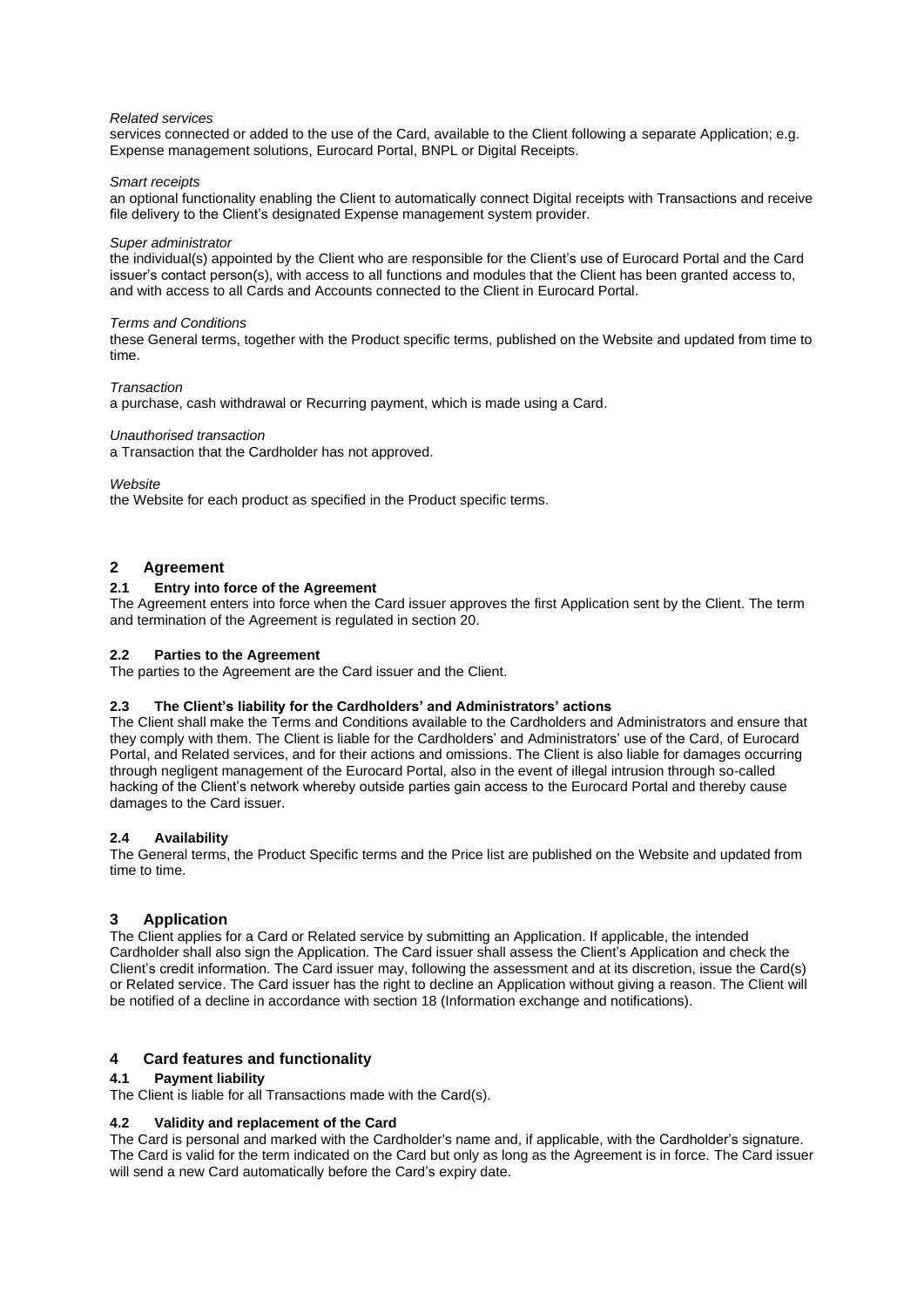*Related services*

services connected or added to the use of the Card, available to the Client following a separate Application; e.g. Expense management solutions, Eurocard Portal, BNPL or Digital Receipts.

*Smart receipts*

an optional functionality enabling the Client to automatically connect Digital receipts with Transactions and receive file delivery to the Client's designated Expense management system provider.

*Super administrator*

the individual(s) appointed by the Client who are responsible for the Client's use of Eurocard Portal and the Card issuer's contact person(s), with access to all functions and modules that the Client has been granted access to, and with access to all Cards and Accounts connected to the Client in Eurocard Portal.

*Terms and Conditions*

these General terms, together with the Product specific terms, published on the Website and updated from time to time.

*Transaction*

a purchase, cash withdrawal or Recurring payment, which is made using a Card.

*Unauthorised transaction*

a Transaction that the Cardholder has not approved.

*Website*

the Website for each product as specified in the Product specific terms.

## 2 Agreement

### 2.1 Entry into force of the Agreement

The Agreement enters into force when the Card issuer approves the first Application sent by the Client. The term and termination of the Agreement is regulated in section 20.

### 2.2 Parties to the Agreement

The parties to the Agreement are the Card issuer and the Client.

### 2.3 The Client's liability for the Cardholders' and Administrators' actions

The Client shall make the Terms and Conditions available to the Cardholders and Administrators and ensure that they comply with them. The Client is liable for the Cardholders' and Administrators' use of the Card, of Eurocard Portal, and Related services, and for their actions and omissions. The Client is also liable for damages occurring through negligent management of the Eurocard Portal, also in the event of illegal intrusion through so-called hacking of the Client's network whereby outside parties gain access to the Eurocard Portal and thereby cause damages to the Card issuer.

### 2.4 Availability

The General terms, the Product Specific terms and the Price list are published on the Website and updated from time to time.

## 3 Application

The Client applies for a Card or Related service by submitting an Application. If applicable, the intended Cardholder shall also sign the Application. The Card issuer shall assess the Client's Application and check the Client's credit information. The Card issuer may, following the assessment and at its discretion, issue the Card(s) or Related service. The Card issuer has the right to decline an Application without giving a reason. The Client will be notified of a decline in accordance with section 18 (Information exchange and notifications).

## 4 Card features and functionality

### 4.1 Payment liability

The Client is liable for all Transactions made with the Card(s).

### 4.2 Validity and replacement of the Card

The Card is personal and marked with the Cardholder's name and, if applicable, with the Cardholder's signature. The Card is valid for the term indicated on the Card but only as long as the Agreement is in force. The Card issuer will send a new Card automatically before the Card's expiry date.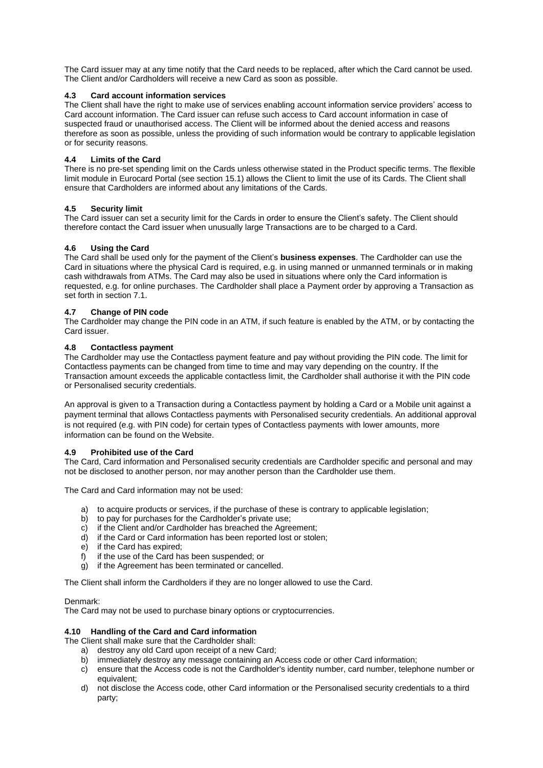The Card issuer may at any time notify that the Card needs to be replaced, after which the Card cannot be used. The Client and/or Cardholders will receive a new Card as soon as possible.

### 4.3 Card account information services

The Client shall have the right to make use of services enabling account information service providers' access to Card account information. The Card issuer can refuse such access to Card account information in case of suspected fraud or unauthorised access. The Client will be informed about the denied access and reasons therefore as soon as possible, unless the providing of such information would be contrary to applicable legislation or for security reasons.

### 4.4 Limits of the Card

There is no pre-set spending limit on the Cards unless otherwise stated in the Product specific terms. The flexible limit module in Eurocard Portal (see section 15.1) allows the Client to limit the use of its Cards. The Client shall ensure that Cardholders are informed about any limitations of the Cards.

### 4.5 Security limit

The Card issuer can set a security limit for the Cards in order to ensure the Client's safety. The Client should therefore contact the Card issuer when unusually large Transactions are to be charged to a Card.

### 4.6 Using the Card

The Card shall be used only for the payment of the Client's **business expenses**. The Cardholder can use the Card in situations where the physical Card is required, e.g. in using manned or unmanned terminals or in making cash withdrawals from ATMs. The Card may also be used in situations where only the Card information is requested, e.g. for online purchases. The Cardholder shall place a Payment order by approving a Transaction as set forth in section 7.1.

### 4.7 Change of PIN code

The Cardholder may change the PIN code in an ATM, if such feature is enabled by the ATM, or by contacting the Card issuer.

### 4.8 Contactless payment

The Cardholder may use the Contactless payment feature and pay without providing the PIN code. The limit for Contactless payments can be changed from time to time and may vary depending on the country. If the Transaction amount exceeds the applicable contactless limit, the Cardholder shall authorise it with the PIN code or Personalised security credentials.

An approval is given to a Transaction during a Contactless payment by holding a Card or a Mobile unit against a payment terminal that allows Contactless payments with Personalised security credentials. An additional approval is not required (e.g. with PIN code) for certain types of Contactless payments with lower amounts, more information can be found on the Website.

### 4.9 Prohibited use of the Card

The Card, Card information and Personalised security credentials are Cardholder specific and personal and may not be disclosed to another person, nor may another person than the Cardholder use them.

The Card and Card information may not be used:

a) to acquire products or services, if the purchase of these is contrary to applicable legislation;
b) to pay for purchases for the Cardholder's private use;
c) if the Client and/or Cardholder has breached the Agreement;
d) if the Card or Card information has been reported lost or stolen;
e) if the Card has expired;
f) if the use of the Card has been suspended; or
g) if the Agreement has been terminated or cancelled.

The Client shall inform the Cardholders if they are no longer allowed to use the Card.

Denmark:
The Card may not be used to purchase binary options or cryptocurrencies.

### 4.10 Handling of the Card and Card information

The Client shall make sure that the Cardholder shall:

a) destroy any old Card upon receipt of a new Card;
b) immediately destroy any message containing an Access code or other Card information;
c) ensure that the Access code is not the Cardholder's identity number, card number, telephone number or equivalent;
d) not disclose the Access code, other Card information or the Personalised security credentials to a third party;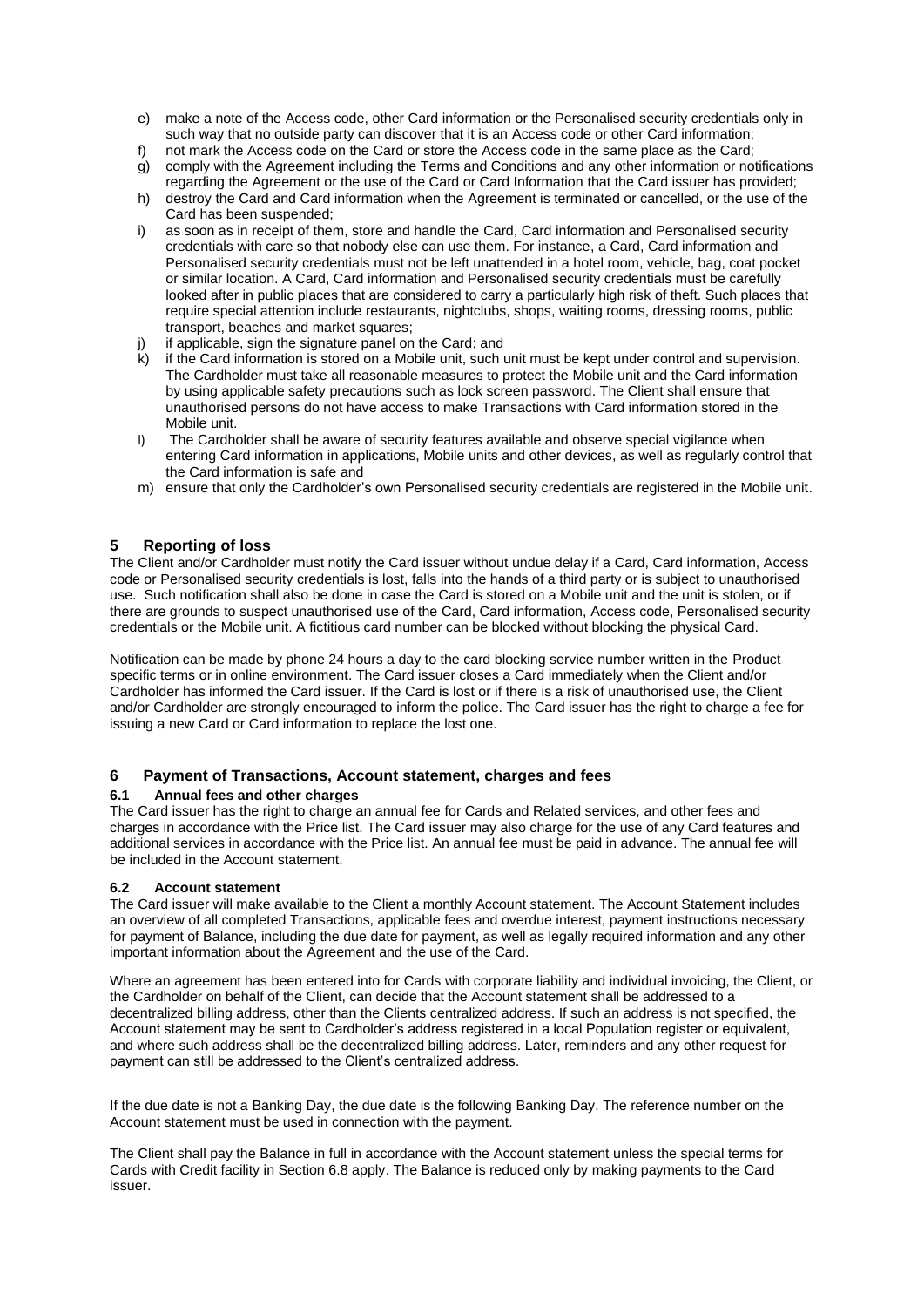e) make a note of the Access code, other Card information or the Personalised security credentials only in such way that no outside party can discover that it is an Access code or other Card information;
f) not mark the Access code on the Card or store the Access code in the same place as the Card;
g) comply with the Agreement including the Terms and Conditions and any other information or notifications regarding the Agreement or the use of the Card or Card Information that the Card issuer has provided;
h) destroy the Card and Card information when the Agreement is terminated or cancelled, or the use of the Card has been suspended;
i) as soon as in receipt of them, store and handle the Card, Card information and Personalised security credentials with care so that nobody else can use them. For instance, a Card, Card information and Personalised security credentials must not be left unattended in a hotel room, vehicle, bag, coat pocket or similar location. A Card, Card information and Personalised security credentials must be carefully looked after in public places that are considered to carry a particularly high risk of theft. Such places that require special attention include restaurants, nightclubs, shops, waiting rooms, dressing rooms, public transport, beaches and market squares;
j) if applicable, sign the signature panel on the Card; and
k) if the Card information is stored on a Mobile unit, such unit must be kept under control and supervision. The Cardholder must take all reasonable measures to protect the Mobile unit and the Card information by using applicable safety precautions such as lock screen password. The Client shall ensure that unauthorised persons do not have access to make Transactions with Card information stored in the Mobile unit.
l) The Cardholder shall be aware of security features available and observe special vigilance when entering Card information in applications, Mobile units and other devices, as well as regularly control that the Card information is safe and
m) ensure that only the Cardholder's own Personalised security credentials are registered in the Mobile unit.

## 5 Reporting of loss

The Client and/or Cardholder must notify the Card issuer without undue delay if a Card, Card information, Access code or Personalised security credentials is lost, falls into the hands of a third party or is subject to unauthorised use. Such notification shall also be done in case the Card is stored on a Mobile unit and the unit is stolen, or if there are grounds to suspect unauthorised use of the Card, Card information, Access code, Personalised security credentials or the Mobile unit. A fictitious card number can be blocked without blocking the physical Card.

Notification can be made by phone 24 hours a day to the card blocking service number written in the Product specific terms or in online environment. The Card issuer closes a Card immediately when the Client and/or Cardholder has informed the Card issuer. If the Card is lost or if there is a risk of unauthorised use, the Client and/or Cardholder are strongly encouraged to inform the police. The Card issuer has the right to charge a fee for issuing a new Card or Card information to replace the lost one.

## 6 Payment of Transactions, Account statement, charges and fees

### 6.1 Annual fees and other charges

The Card issuer has the right to charge an annual fee for Cards and Related services, and other fees and charges in accordance with the Price list. The Card issuer may also charge for the use of any Card features and additional services in accordance with the Price list. An annual fee must be paid in advance. The annual fee will be included in the Account statement.

### 6.2 Account statement

The Card issuer will make available to the Client a monthly Account statement. The Account Statement includes an overview of all completed Transactions, applicable fees and overdue interest, payment instructions necessary for payment of Balance, including the due date for payment, as well as legally required information and any other important information about the Agreement and the use of the Card.

Where an agreement has been entered into for Cards with corporate liability and individual invoicing, the Client, or the Cardholder on behalf of the Client, can decide that the Account statement shall be addressed to a decentralized billing address, other than the Clients centralized address. If such an address is not specified, the Account statement may be sent to Cardholder's address registered in a local Population register or equivalent, and where such address shall be the decentralized billing address. Later, reminders and any other request for payment can still be addressed to the Client's centralized address.

If the due date is not a Banking Day, the due date is the following Banking Day. The reference number on the Account statement must be used in connection with the payment.

The Client shall pay the Balance in full in accordance with the Account statement unless the special terms for Cards with Credit facility in Section 6.8 apply. The Balance is reduced only by making payments to the Card issuer.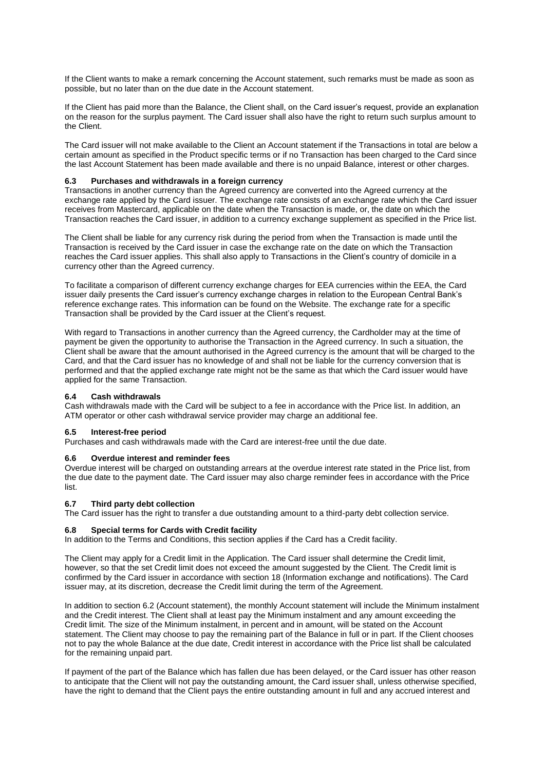If the Client wants to make a remark concerning the Account statement, such remarks must be made as soon as possible, but no later than on the due date in the Account statement.

If the Client has paid more than the Balance, the Client shall, on the Card issuer's request, provide an explanation on the reason for the surplus payment. The Card issuer shall also have the right to return such surplus amount to the Client.

The Card issuer will not make available to the Client an Account statement if the Transactions in total are below a certain amount as specified in the Product specific terms or if no Transaction has been charged to the Card since the last Account Statement has been made available and there is no unpaid Balance, interest or other charges.

### 6.3 Purchases and withdrawals in a foreign currency

Transactions in another currency than the Agreed currency are converted into the Agreed currency at the exchange rate applied by the Card issuer. The exchange rate consists of an exchange rate which the Card issuer receives from Mastercard, applicable on the date when the Transaction is made, or, the date on which the Transaction reaches the Card issuer, in addition to a currency exchange supplement as specified in the Price list.

The Client shall be liable for any currency risk during the period from when the Transaction is made until the Transaction is received by the Card issuer in case the exchange rate on the date on which the Transaction reaches the Card issuer applies. This shall also apply to Transactions in the Client's country of domicile in a currency other than the Agreed currency.

To facilitate a comparison of different currency exchange charges for EEA currencies within the EEA, the Card issuer daily presents the Card issuer's currency exchange charges in relation to the European Central Bank's reference exchange rates. This information can be found on the Website. The exchange rate for a specific Transaction shall be provided by the Card issuer at the Client's request.

With regard to Transactions in another currency than the Agreed currency, the Cardholder may at the time of payment be given the opportunity to authorise the Transaction in the Agreed currency. In such a situation, the Client shall be aware that the amount authorised in the Agreed currency is the amount that will be charged to the Card, and that the Card issuer has no knowledge of and shall not be liable for the currency conversion that is performed and that the applied exchange rate might not be the same as that which the Card issuer would have applied for the same Transaction.

### 6.4 Cash withdrawals

Cash withdrawals made with the Card will be subject to a fee in accordance with the Price list. In addition, an ATM operator or other cash withdrawal service provider may charge an additional fee.

### 6.5 Interest-free period

Purchases and cash withdrawals made with the Card are interest-free until the due date.

### 6.6 Overdue interest and reminder fees

Overdue interest will be charged on outstanding arrears at the overdue interest rate stated in the Price list, from the due date to the payment date. The Card issuer may also charge reminder fees in accordance with the Price list.

### 6.7 Third party debt collection

The Card issuer has the right to transfer a due outstanding amount to a third-party debt collection service.

### 6.8 Special terms for Cards with Credit facility

In addition to the Terms and Conditions, this section applies if the Card has a Credit facility.

The Client may apply for a Credit limit in the Application. The Card issuer shall determine the Credit limit, however, so that the set Credit limit does not exceed the amount suggested by the Client. The Credit limit is confirmed by the Card issuer in accordance with section 18 (Information exchange and notifications). The Card issuer may, at its discretion, decrease the Credit limit during the term of the Agreement.

In addition to section 6.2 (Account statement), the monthly Account statement will include the Minimum instalment and the Credit interest. The Client shall at least pay the Minimum instalment and any amount exceeding the Credit limit. The size of the Minimum instalment, in percent and in amount, will be stated on the Account statement. The Client may choose to pay the remaining part of the Balance in full or in part. If the Client chooses not to pay the whole Balance at the due date, Credit interest in accordance with the Price list shall be calculated for the remaining unpaid part.

If payment of the part of the Balance which has fallen due has been delayed, or the Card issuer has other reason to anticipate that the Client will not pay the outstanding amount, the Card issuer shall, unless otherwise specified, have the right to demand that the Client pays the entire outstanding amount in full and any accrued interest and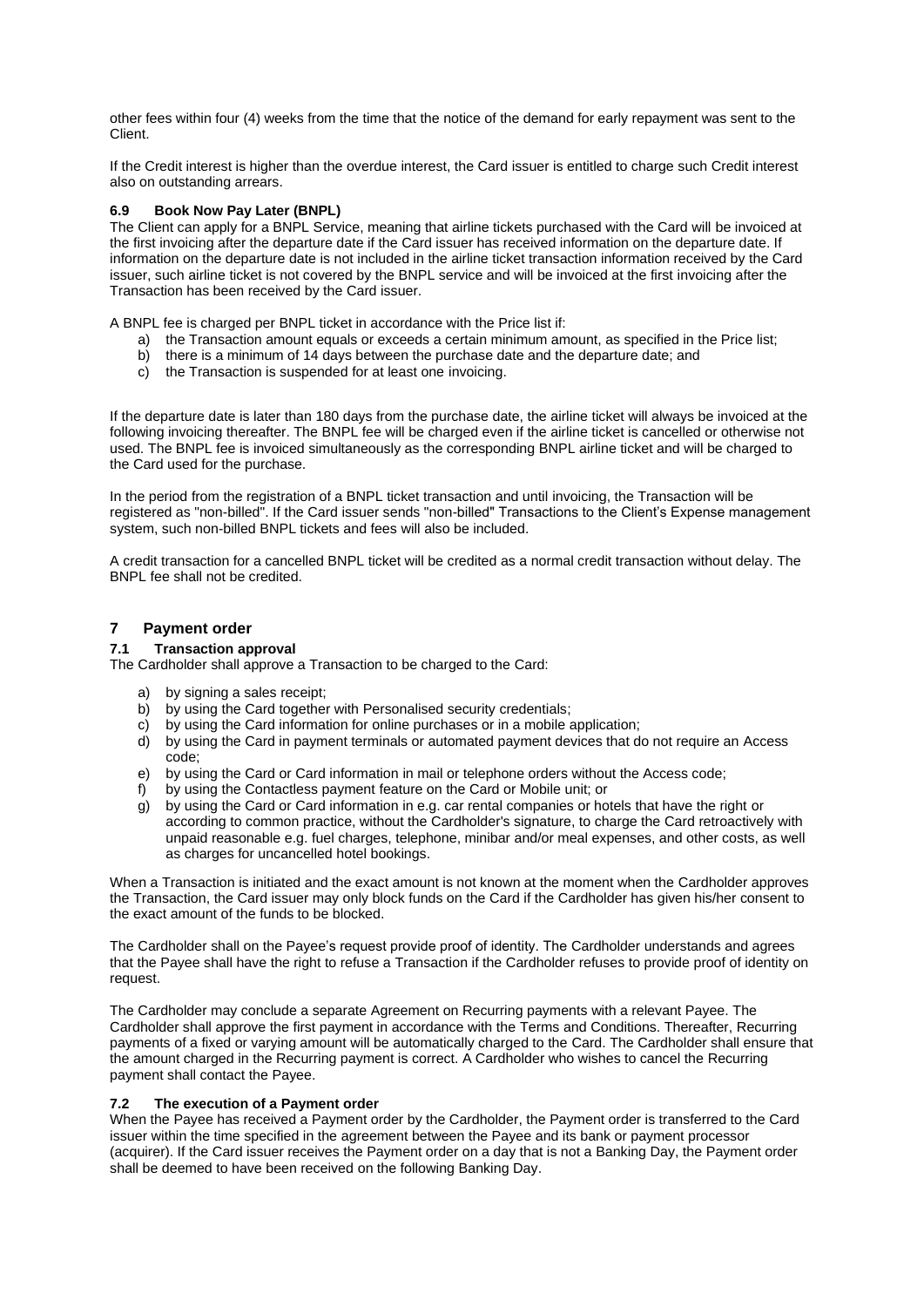other fees within four (4) weeks from the time that the notice of the demand for early repayment was sent to the Client.

If the Credit interest is higher than the overdue interest, the Card issuer is entitled to charge such Credit interest also on outstanding arrears.

### 6.9 Book Now Pay Later (BNPL)

The Client can apply for a BNPL Service, meaning that airline tickets purchased with the Card will be invoiced at the first invoicing after the departure date if the Card issuer has received information on the departure date. If information on the departure date is not included in the airline ticket transaction information received by the Card issuer, such airline ticket is not covered by the BNPL service and will be invoiced at the first invoicing after the Transaction has been received by the Card issuer.

A BNPL fee is charged per BNPL ticket in accordance with the Price list if:

a) the Transaction amount equals or exceeds a certain minimum amount, as specified in the Price list;
b) there is a minimum of 14 days between the purchase date and the departure date; and
c) the Transaction is suspended for at least one invoicing.

If the departure date is later than 180 days from the purchase date, the airline ticket will always be invoiced at the following invoicing thereafter. The BNPL fee will be charged even if the airline ticket is cancelled or otherwise not used. The BNPL fee is invoiced simultaneously as the corresponding BNPL airline ticket and will be charged to the Card used for the purchase.

In the period from the registration of a BNPL ticket transaction and until invoicing, the Transaction will be registered as "non-billed". If the Card issuer sends "non-billed" Transactions to the Client's Expense management system, such non-billed BNPL tickets and fees will also be included.

A credit transaction for a cancelled BNPL ticket will be credited as a normal credit transaction without delay. The BNPL fee shall not be credited.

## 7 Payment order

### 7.1 Transaction approval

The Cardholder shall approve a Transaction to be charged to the Card:

a) by signing a sales receipt;
b) by using the Card together with Personalised security credentials;
c) by using the Card information for online purchases or in a mobile application;
d) by using the Card in payment terminals or automated payment devices that do not require an Access code;
e) by using the Card or Card information in mail or telephone orders without the Access code;
f) by using the Contactless payment feature on the Card or Mobile unit; or
g) by using the Card or Card information in e.g. car rental companies or hotels that have the right or according to common practice, without the Cardholder's signature, to charge the Card retroactively with unpaid reasonable e.g. fuel charges, telephone, minibar and/or meal expenses, and other costs, as well as charges for uncancelled hotel bookings.

When a Transaction is initiated and the exact amount is not known at the moment when the Cardholder approves the Transaction, the Card issuer may only block funds on the Card if the Cardholder has given his/her consent to the exact amount of the funds to be blocked.

The Cardholder shall on the Payee's request provide proof of identity. The Cardholder understands and agrees that the Payee shall have the right to refuse a Transaction if the Cardholder refuses to provide proof of identity on request.

The Cardholder may conclude a separate Agreement on Recurring payments with a relevant Payee. The Cardholder shall approve the first payment in accordance with the Terms and Conditions. Thereafter, Recurring payments of a fixed or varying amount will be automatically charged to the Card. The Cardholder shall ensure that the amount charged in the Recurring payment is correct. A Cardholder who wishes to cancel the Recurring payment shall contact the Payee.

### 7.2 The execution of a Payment order

When the Payee has received a Payment order by the Cardholder, the Payment order is transferred to the Card issuer within the time specified in the agreement between the Payee and its bank or payment processor (acquirer). If the Card issuer receives the Payment order on a day that is not a Banking Day, the Payment order shall be deemed to have been received on the following Banking Day.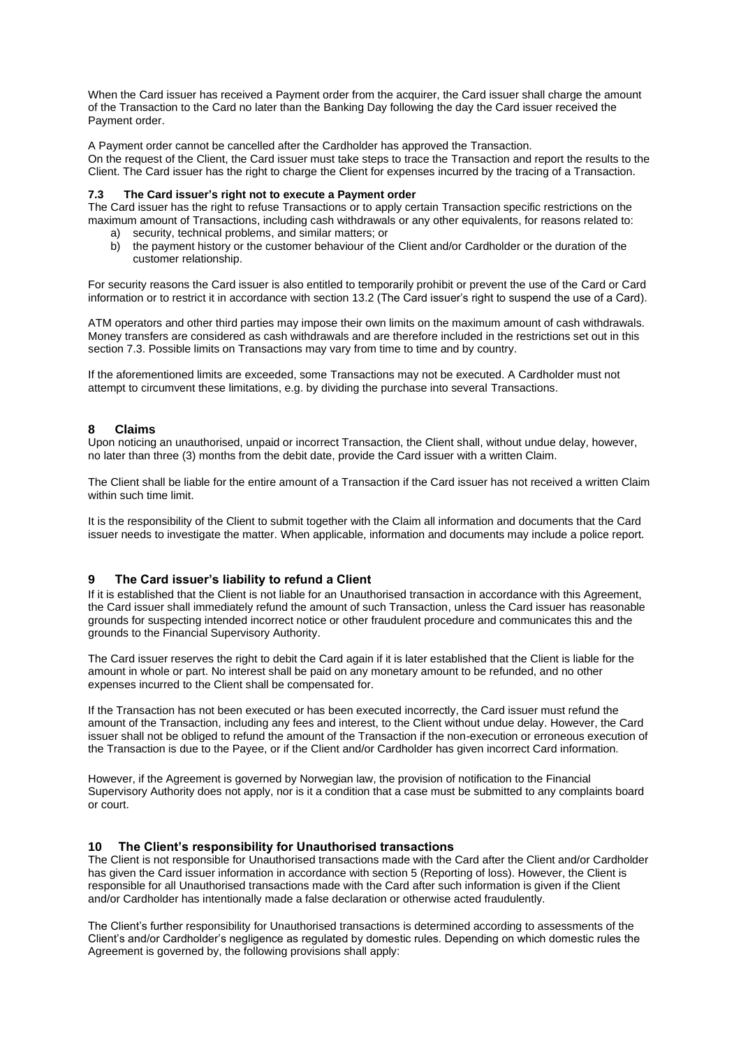When the Card issuer has received a Payment order from the acquirer, the Card issuer shall charge the amount of the Transaction to the Card no later than the Banking Day following the day the Card issuer received the Payment order.

A Payment order cannot be cancelled after the Cardholder has approved the Transaction.
On the request of the Client, the Card issuer must take steps to trace the Transaction and report the results to the Client. The Card issuer has the right to charge the Client for expenses incurred by the tracing of a Transaction.

### 7.3 The Card issuer's right not to execute a Payment order

The Card issuer has the right to refuse Transactions or to apply certain Transaction specific restrictions on the maximum amount of Transactions, including cash withdrawals or any other equivalents, for reasons related to:

a) security, technical problems, and similar matters; or
b) the payment history or the customer behaviour of the Client and/or Cardholder or the duration of the customer relationship.

For security reasons the Card issuer is also entitled to temporarily prohibit or prevent the use of the Card or Card information or to restrict it in accordance with section 13.2 (The Card issuer's right to suspend the use of a Card).

ATM operators and other third parties may impose their own limits on the maximum amount of cash withdrawals. Money transfers are considered as cash withdrawals and are therefore included in the restrictions set out in this section 7.3. Possible limits on Transactions may vary from time to time and by country.

If the aforementioned limits are exceeded, some Transactions may not be executed. A Cardholder must not attempt to circumvent these limitations, e.g. by dividing the purchase into several Transactions.

## 8 Claims

Upon noticing an unauthorised, unpaid or incorrect Transaction, the Client shall, without undue delay, however, no later than three (3) months from the debit date, provide the Card issuer with a written Claim.

The Client shall be liable for the entire amount of a Transaction if the Card issuer has not received a written Claim within such time limit.

It is the responsibility of the Client to submit together with the Claim all information and documents that the Card issuer needs to investigate the matter. When applicable, information and documents may include a police report.

## 9 The Card issuer's liability to refund a Client

If it is established that the Client is not liable for an Unauthorised transaction in accordance with this Agreement, the Card issuer shall immediately refund the amount of such Transaction, unless the Card issuer has reasonable grounds for suspecting intended incorrect notice or other fraudulent procedure and communicates this and the grounds to the Financial Supervisory Authority.

The Card issuer reserves the right to debit the Card again if it is later established that the Client is liable for the amount in whole or part. No interest shall be paid on any monetary amount to be refunded, and no other expenses incurred to the Client shall be compensated for.

If the Transaction has not been executed or has been executed incorrectly, the Card issuer must refund the amount of the Transaction, including any fees and interest, to the Client without undue delay. However, the Card issuer shall not be obliged to refund the amount of the Transaction if the non-execution or erroneous execution of the Transaction is due to the Payee, or if the Client and/or Cardholder has given incorrect Card information.

However, if the Agreement is governed by Norwegian law, the provision of notification to the Financial Supervisory Authority does not apply, nor is it a condition that a case must be submitted to any complaints board or court.

## 10 The Client's responsibility for Unauthorised transactions

The Client is not responsible for Unauthorised transactions made with the Card after the Client and/or Cardholder has given the Card issuer information in accordance with section 5 (Reporting of loss). However, the Client is responsible for all Unauthorised transactions made with the Card after such information is given if the Client and/or Cardholder has intentionally made a false declaration or otherwise acted fraudulently.

The Client's further responsibility for Unauthorised transactions is determined according to assessments of the Client's and/or Cardholder's negligence as regulated by domestic rules. Depending on which domestic rules the Agreement is governed by, the following provisions shall apply: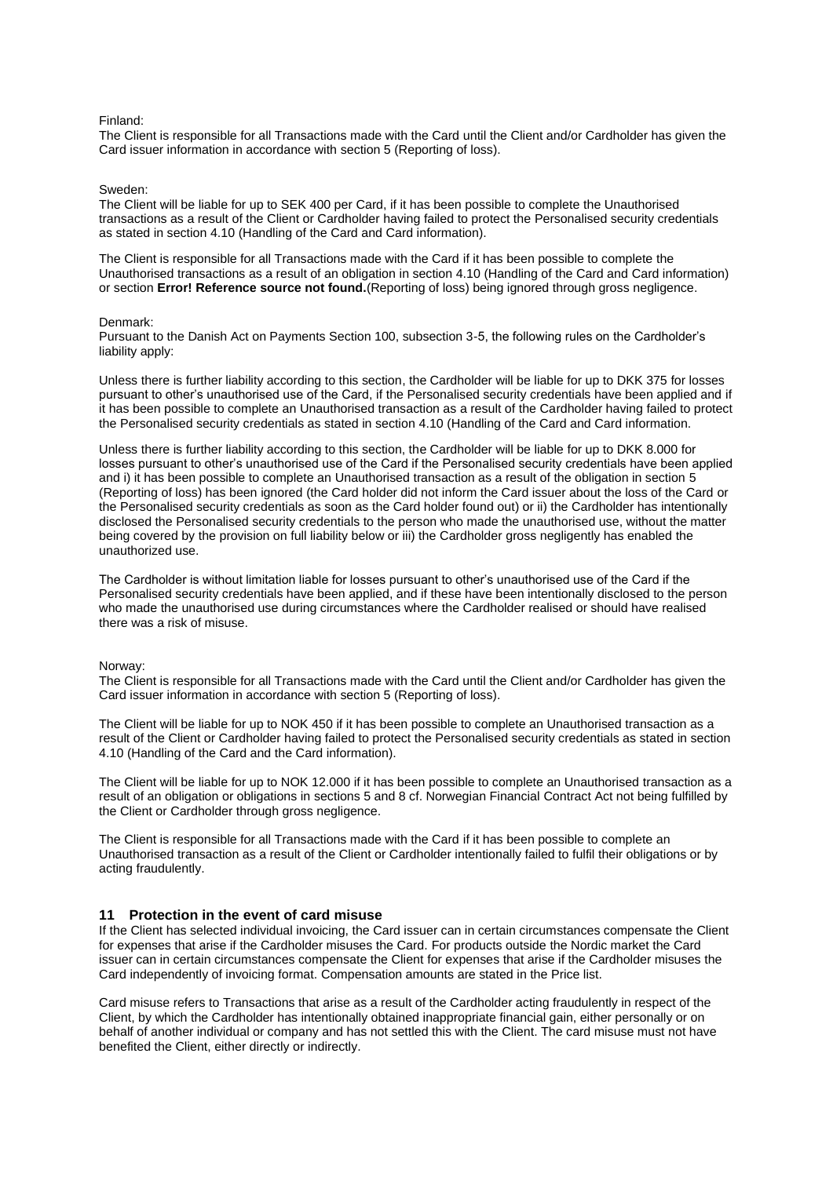Finland:
The Client is responsible for all Transactions made with the Card until the Client and/or Cardholder has given the Card issuer information in accordance with section 5 (Reporting of loss).

Sweden:
The Client will be liable for up to SEK 400 per Card, if it has been possible to complete the Unauthorised transactions as a result of the Client or Cardholder having failed to protect the Personalised security credentials as stated in section 4.10 (Handling of the Card and Card information).

The Client is responsible for all Transactions made with the Card if it has been possible to complete the Unauthorised transactions as a result of an obligation in section 4.10 (Handling of the Card and Card information) or section **Error! Reference source not found.**(Reporting of loss) being ignored through gross negligence.

Denmark:
Pursuant to the Danish Act on Payments Section 100, subsection 3-5, the following rules on the Cardholder's liability apply:

Unless there is further liability according to this section, the Cardholder will be liable for up to DKK 375 for losses pursuant to other's unauthorised use of the Card, if the Personalised security credentials have been applied and if it has been possible to complete an Unauthorised transaction as a result of the Cardholder having failed to protect the Personalised security credentials as stated in section 4.10 (Handling of the Card and Card information.

Unless there is further liability according to this section, the Cardholder will be liable for up to DKK 8.000 for losses pursuant to other's unauthorised use of the Card if the Personalised security credentials have been applied and i) it has been possible to complete an Unauthorised transaction as a result of the obligation in section 5 (Reporting of loss) has been ignored (the Card holder did not inform the Card issuer about the loss of the Card or the Personalised security credentials as soon as the Card holder found out) or ii) the Cardholder has intentionally disclosed the Personalised security credentials to the person who made the unauthorised use, without the matter being covered by the provision on full liability below or iii) the Cardholder gross negligently has enabled the unauthorized use.

The Cardholder is without limitation liable for losses pursuant to other's unauthorised use of the Card if the Personalised security credentials have been applied, and if these have been intentionally disclosed to the person who made the unauthorised use during circumstances where the Cardholder realised or should have realised there was a risk of misuse.

Norway:
The Client is responsible for all Transactions made with the Card until the Client and/or Cardholder has given the Card issuer information in accordance with section 5 (Reporting of loss).

The Client will be liable for up to NOK 450 if it has been possible to complete an Unauthorised transaction as a result of the Client or Cardholder having failed to protect the Personalised security credentials as stated in section 4.10 (Handling of the Card and the Card information).

The Client will be liable for up to NOK 12.000 if it has been possible to complete an Unauthorised transaction as a result of an obligation or obligations in sections 5 and 8 cf. Norwegian Financial Contract Act not being fulfilled by the Client or Cardholder through gross negligence.

The Client is responsible for all Transactions made with the Card if it has been possible to complete an Unauthorised transaction as a result of the Client or Cardholder intentionally failed to fulfil their obligations or by acting fraudulently.

## 11 Protection in the event of card misuse

If the Client has selected individual invoicing, the Card issuer can in certain circumstances compensate the Client for expenses that arise if the Cardholder misuses the Card. For products outside the Nordic market the Card issuer can in certain circumstances compensate the Client for expenses that arise if the Cardholder misuses the Card independently of invoicing format. Compensation amounts are stated in the Price list.

Card misuse refers to Transactions that arise as a result of the Cardholder acting fraudulently in respect of the Client, by which the Cardholder has intentionally obtained inappropriate financial gain, either personally or on behalf of another individual or company and has not settled this with the Client. The card misuse must not have benefited the Client, either directly or indirectly.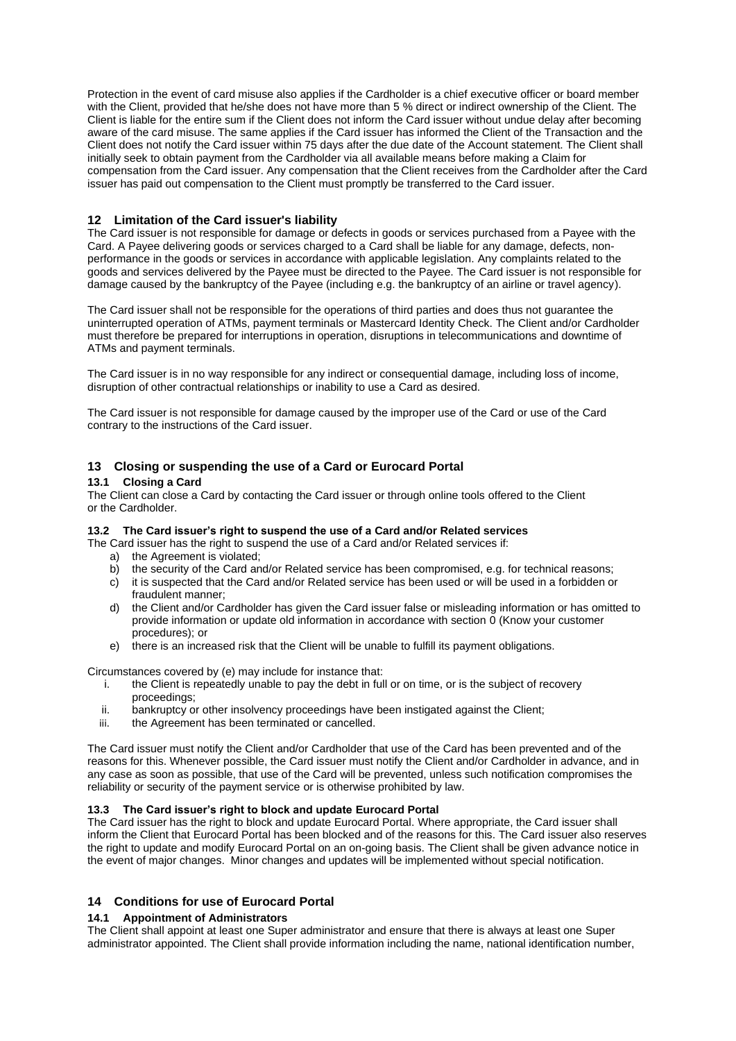Protection in the event of card misuse also applies if the Cardholder is a chief executive officer or board member with the Client, provided that he/she does not have more than 5 % direct or indirect ownership of the Client. The Client is liable for the entire sum if the Client does not inform the Card issuer without undue delay after becoming aware of the card misuse. The same applies if the Card issuer has informed the Client of the Transaction and the Client does not notify the Card issuer within 75 days after the due date of the Account statement. The Client shall initially seek to obtain payment from the Cardholder via all available means before making a Claim for compensation from the Card issuer. Any compensation that the Client receives from the Cardholder after the Card issuer has paid out compensation to the Client must promptly be transferred to the Card issuer.

## 12 Limitation of the Card issuer's liability

The Card issuer is not responsible for damage or defects in goods or services purchased from a Payee with the Card. A Payee delivering goods or services charged to a Card shall be liable for any damage, defects, non-performance in the goods or services in accordance with applicable legislation. Any complaints related to the goods and services delivered by the Payee must be directed to the Payee. The Card issuer is not responsible for damage caused by the bankruptcy of the Payee (including e.g. the bankruptcy of an airline or travel agency).

The Card issuer shall not be responsible for the operations of third parties and does thus not guarantee the uninterrupted operation of ATMs, payment terminals or Mastercard Identity Check. The Client and/or Cardholder must therefore be prepared for interruptions in operation, disruptions in telecommunications and downtime of ATMs and payment terminals.

The Card issuer is in no way responsible for any indirect or consequential damage, including loss of income, disruption of other contractual relationships or inability to use a Card as desired.

The Card issuer is not responsible for damage caused by the improper use of the Card or use of the Card contrary to the instructions of the Card issuer.

## 13 Closing or suspending the use of a Card or Eurocard Portal

### 13.1 Closing a Card

The Client can close a Card by contacting the Card issuer or through online tools offered to the Client or the Cardholder.

### 13.2 The Card issuer's right to suspend the use of a Card and/or Related services

The Card issuer has the right to suspend the use of a Card and/or Related services if:

a) the Agreement is violated;
b) the security of the Card and/or Related service has been compromised, e.g. for technical reasons;
c) it is suspected that the Card and/or Related service has been used or will be used in a forbidden or fraudulent manner;
d) the Client and/or Cardholder has given the Card issuer false or misleading information or has omitted to provide information or update old information in accordance with section 0 (Know your customer procedures); or
e) there is an increased risk that the Client will be unable to fulfill its payment obligations.

Circumstances covered by (e) may include for instance that:

i. the Client is repeatedly unable to pay the debt in full or on time, or is the subject of recovery proceedings;
ii. bankruptcy or other insolvency proceedings have been instigated against the Client;
iii. the Agreement has been terminated or cancelled.

The Card issuer must notify the Client and/or Cardholder that use of the Card has been prevented and of the reasons for this. Whenever possible, the Card issuer must notify the Client and/or Cardholder in advance, and in any case as soon as possible, that use of the Card will be prevented, unless such notification compromises the reliability or security of the payment service or is otherwise prohibited by law.

### 13.3 The Card issuer's right to block and update Eurocard Portal

The Card issuer has the right to block and update Eurocard Portal. Where appropriate, the Card issuer shall inform the Client that Eurocard Portal has been blocked and of the reasons for this. The Card issuer also reserves the right to update and modify Eurocard Portal on an on-going basis. The Client shall be given advance notice in the event of major changes. Minor changes and updates will be implemented without special notification.

## 14 Conditions for use of Eurocard Portal

### 14.1 Appointment of Administrators

The Client shall appoint at least one Super administrator and ensure that there is always at least one Super administrator appointed. The Client shall provide information including the name, national identification number,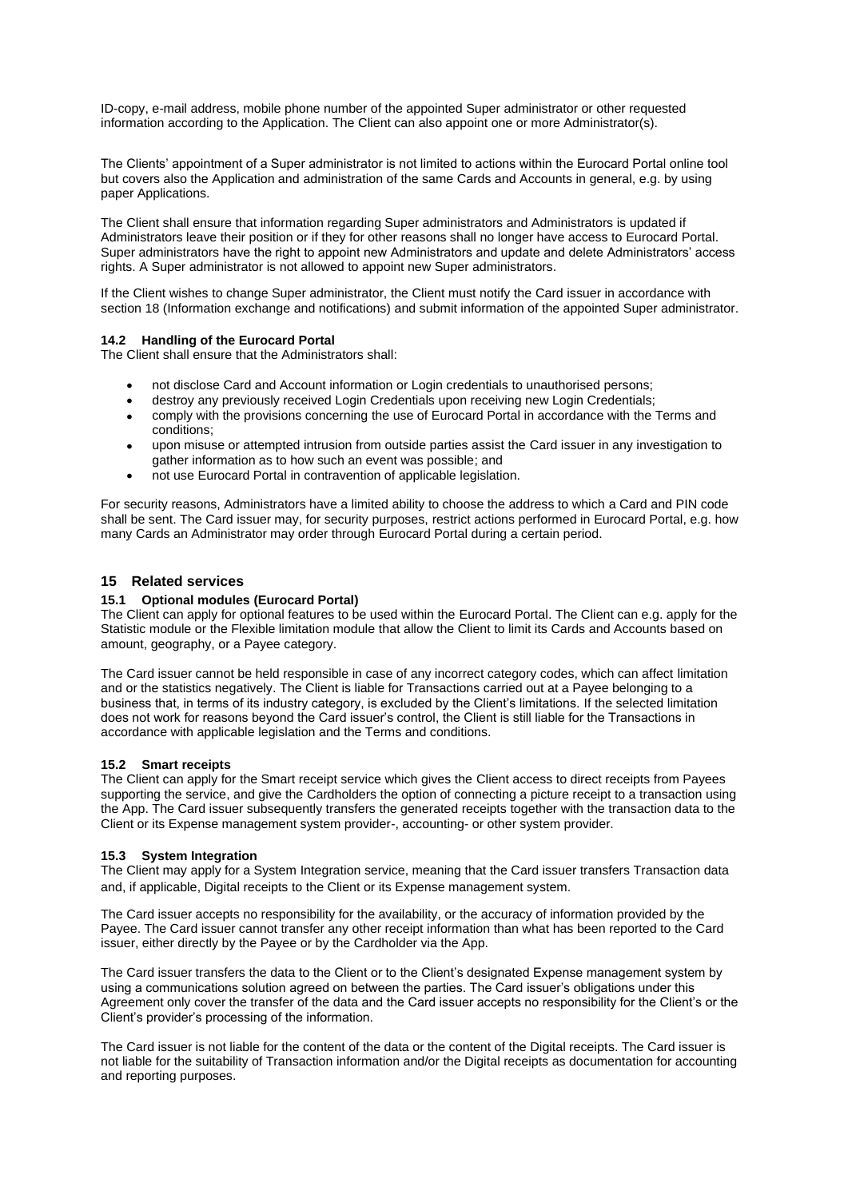ID-copy, e-mail address, mobile phone number of the appointed Super administrator or other requested information according to the Application. The Client can also appoint one or more Administrator(s).

The Clients' appointment of a Super administrator is not limited to actions within the Eurocard Portal online tool but covers also the Application and administration of the same Cards and Accounts in general, e.g. by using paper Applications.

The Client shall ensure that information regarding Super administrators and Administrators is updated if Administrators leave their position or if they for other reasons shall no longer have access to Eurocard Portal. Super administrators have the right to appoint new Administrators and update and delete Administrators' access rights. A Super administrator is not allowed to appoint new Super administrators.

If the Client wishes to change Super administrator, the Client must notify the Card issuer in accordance with section 18 (Information exchange and notifications) and submit information of the appointed Super administrator.

### 14.2 Handling of the Eurocard Portal

The Client shall ensure that the Administrators shall:

- not disclose Card and Account information or Login credentials to unauthorised persons;
- destroy any previously received Login Credentials upon receiving new Login Credentials;
- comply with the provisions concerning the use of Eurocard Portal in accordance with the Terms and conditions;
- upon misuse or attempted intrusion from outside parties assist the Card issuer in any investigation to gather information as to how such an event was possible; and
- not use Eurocard Portal in contravention of applicable legislation.

For security reasons, Administrators have a limited ability to choose the address to which a Card and PIN code shall be sent. The Card issuer may, for security purposes, restrict actions performed in Eurocard Portal, e.g. how many Cards an Administrator may order through Eurocard Portal during a certain period.

## 15 Related services

### 15.1 Optional modules (Eurocard Portal)

The Client can apply for optional features to be used within the Eurocard Portal. The Client can e.g. apply for the Statistic module or the Flexible limitation module that allow the Client to limit its Cards and Accounts based on amount, geography, or a Payee category.

The Card issuer cannot be held responsible in case of any incorrect category codes, which can affect limitation and or the statistics negatively. The Client is liable for Transactions carried out at a Payee belonging to a business that, in terms of its industry category, is excluded by the Client's limitations. If the selected limitation does not work for reasons beyond the Card issuer's control, the Client is still liable for the Transactions in accordance with applicable legislation and the Terms and conditions.

### 15.2 Smart receipts

The Client can apply for the Smart receipt service which gives the Client access to direct receipts from Payees supporting the service, and give the Cardholders the option of connecting a picture receipt to a transaction using the App. The Card issuer subsequently transfers the generated receipts together with the transaction data to the Client or its Expense management system provider-, accounting- or other system provider.

### 15.3 System Integration

The Client may apply for a System Integration service, meaning that the Card issuer transfers Transaction data and, if applicable, Digital receipts to the Client or its Expense management system.

The Card issuer accepts no responsibility for the availability, or the accuracy of information provided by the Payee. The Card issuer cannot transfer any other receipt information than what has been reported to the Card issuer, either directly by the Payee or by the Cardholder via the App.

The Card issuer transfers the data to the Client or to the Client's designated Expense management system by using a communications solution agreed on between the parties. The Card issuer's obligations under this Agreement only cover the transfer of the data and the Card issuer accepts no responsibility for the Client's or the Client's provider's processing of the information.

The Card issuer is not liable for the content of the data or the content of the Digital receipts. The Card issuer is not liable for the suitability of Transaction information and/or the Digital receipts as documentation for accounting and reporting purposes.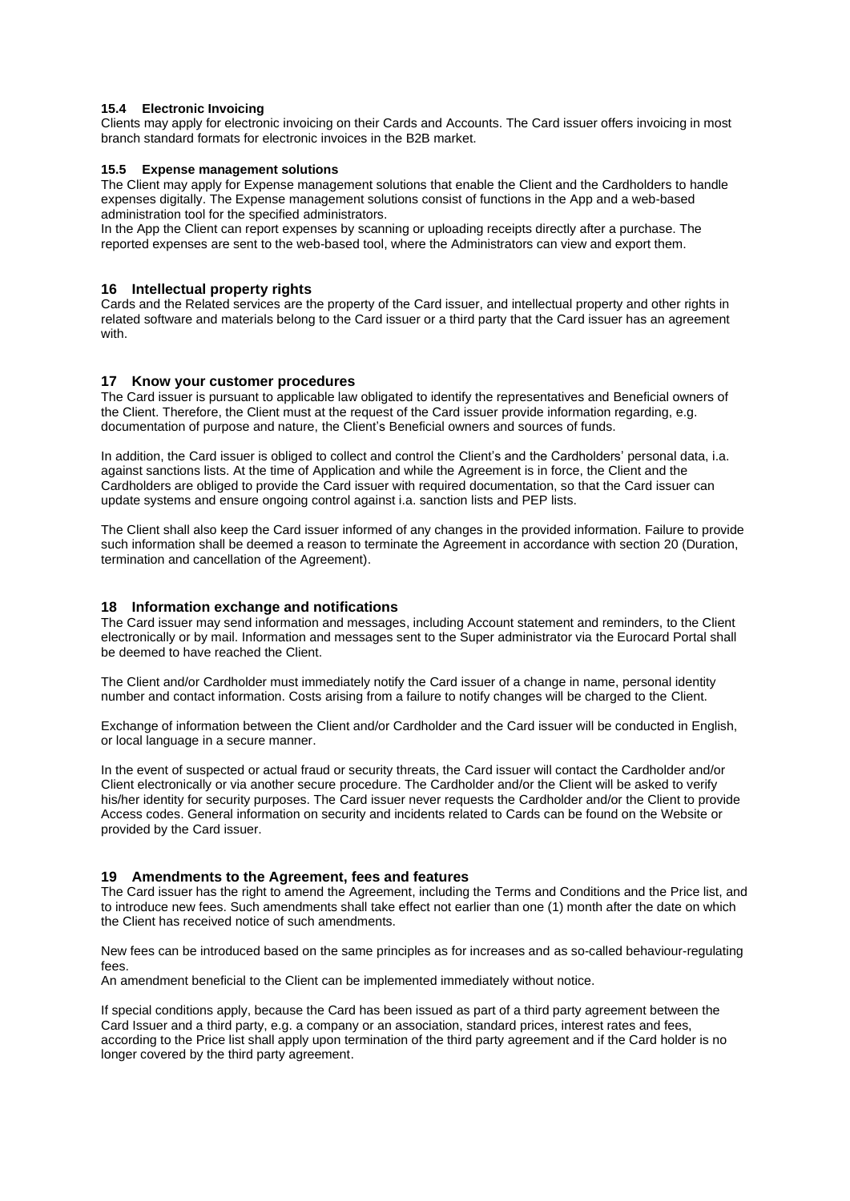### 15.4 Electronic Invoicing

Clients may apply for electronic invoicing on their Cards and Accounts. The Card issuer offers invoicing in most branch standard formats for electronic invoices in the B2B market.

### 15.5 Expense management solutions

The Client may apply for Expense management solutions that enable the Client and the Cardholders to handle expenses digitally. The Expense management solutions consist of functions in the App and a web-based administration tool for the specified administrators.

In the App the Client can report expenses by scanning or uploading receipts directly after a purchase. The reported expenses are sent to the web-based tool, where the Administrators can view and export them.

## 16 Intellectual property rights

Cards and the Related services are the property of the Card issuer, and intellectual property and other rights in related software and materials belong to the Card issuer or a third party that the Card issuer has an agreement with.

## 17 Know your customer procedures

The Card issuer is pursuant to applicable law obligated to identify the representatives and Beneficial owners of the Client. Therefore, the Client must at the request of the Card issuer provide information regarding, e.g. documentation of purpose and nature, the Client's Beneficial owners and sources of funds.

In addition, the Card issuer is obliged to collect and control the Client's and the Cardholders' personal data, i.a. against sanctions lists. At the time of Application and while the Agreement is in force, the Client and the Cardholders are obliged to provide the Card issuer with required documentation, so that the Card issuer can update systems and ensure ongoing control against i.a. sanction lists and PEP lists.

The Client shall also keep the Card issuer informed of any changes in the provided information. Failure to provide such information shall be deemed a reason to terminate the Agreement in accordance with section 20 (Duration, termination and cancellation of the Agreement).

## 18 Information exchange and notifications

The Card issuer may send information and messages, including Account statement and reminders, to the Client electronically or by mail. Information and messages sent to the Super administrator via the Eurocard Portal shall be deemed to have reached the Client.

The Client and/or Cardholder must immediately notify the Card issuer of a change in name, personal identity number and contact information. Costs arising from a failure to notify changes will be charged to the Client.

Exchange of information between the Client and/or Cardholder and the Card issuer will be conducted in English, or local language in a secure manner.

In the event of suspected or actual fraud or security threats, the Card issuer will contact the Cardholder and/or Client electronically or via another secure procedure. The Cardholder and/or the Client will be asked to verify his/her identity for security purposes. The Card issuer never requests the Cardholder and/or the Client to provide Access codes. General information on security and incidents related to Cards can be found on the Website or provided by the Card issuer.

## 19 Amendments to the Agreement, fees and features

The Card issuer has the right to amend the Agreement, including the Terms and Conditions and the Price list, and to introduce new fees. Such amendments shall take effect not earlier than one (1) month after the date on which the Client has received notice of such amendments.

New fees can be introduced based on the same principles as for increases and as so-called behaviour-regulating fees.

An amendment beneficial to the Client can be implemented immediately without notice.

If special conditions apply, because the Card has been issued as part of a third party agreement between the Card Issuer and a third party, e.g. a company or an association, standard prices, interest rates and fees, according to the Price list shall apply upon termination of the third party agreement and if the Card holder is no longer covered by the third party agreement.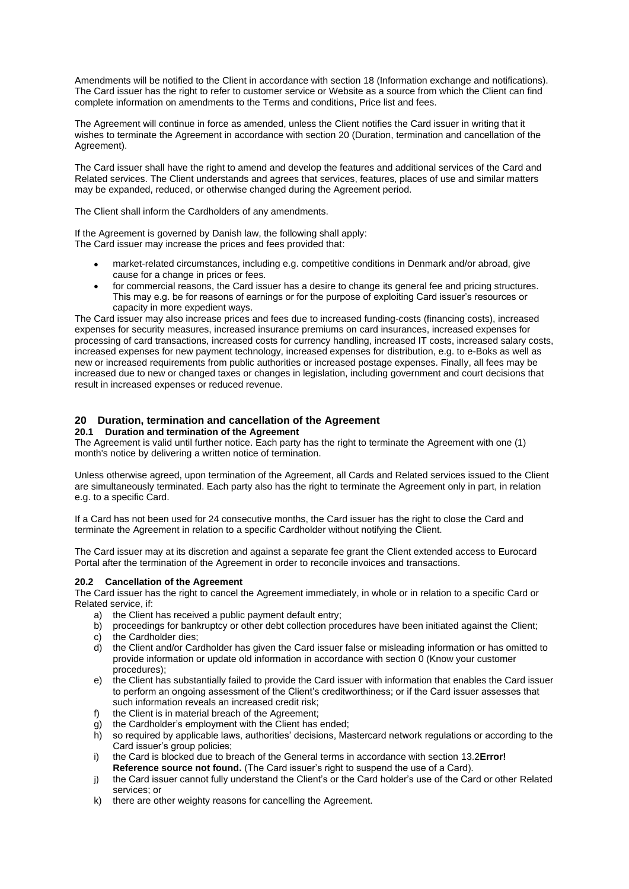Amendments will be notified to the Client in accordance with section 18 (Information exchange and notifications). The Card issuer has the right to refer to customer service or Website as a source from which the Client can find complete information on amendments to the Terms and conditions, Price list and fees.

The Agreement will continue in force as amended, unless the Client notifies the Card issuer in writing that it wishes to terminate the Agreement in accordance with section 20 (Duration, termination and cancellation of the Agreement).

The Card issuer shall have the right to amend and develop the features and additional services of the Card and Related services. The Client understands and agrees that services, features, places of use and similar matters may be expanded, reduced, or otherwise changed during the Agreement period.

The Client shall inform the Cardholders of any amendments.

If the Agreement is governed by Danish law, the following shall apply:
The Card issuer may increase the prices and fees provided that:

- market-related circumstances, including e.g. competitive conditions in Denmark and/or abroad, give cause for a change in prices or fees.
- for commercial reasons, the Card issuer has a desire to change its general fee and pricing structures. This may e.g. be for reasons of earnings or for the purpose of exploiting Card issuer's resources or capacity in more expedient ways.

The Card issuer may also increase prices and fees due to increased funding-costs (financing costs), increased expenses for security measures, increased insurance premiums on card insurances, increased expenses for processing of card transactions, increased costs for currency handling, increased IT costs, increased salary costs, increased expenses for new payment technology, increased expenses for distribution, e.g. to e-Boks as well as new or increased requirements from public authorities or increased postage expenses. Finally, all fees may be increased due to new or changed taxes or changes in legislation, including government and court decisions that result in increased expenses or reduced revenue.

## 20 Duration, termination and cancellation of the Agreement

### 20.1 Duration and termination of the Agreement

The Agreement is valid until further notice. Each party has the right to terminate the Agreement with one (1) month's notice by delivering a written notice of termination.

Unless otherwise agreed, upon termination of the Agreement, all Cards and Related services issued to the Client are simultaneously terminated. Each party also has the right to terminate the Agreement only in part, in relation e.g. to a specific Card.

If a Card has not been used for 24 consecutive months, the Card issuer has the right to close the Card and terminate the Agreement in relation to a specific Cardholder without notifying the Client.

The Card issuer may at its discretion and against a separate fee grant the Client extended access to Eurocard Portal after the termination of the Agreement in order to reconcile invoices and transactions.

### 20.2 Cancellation of the Agreement

The Card issuer has the right to cancel the Agreement immediately, in whole or in relation to a specific Card or Related service, if:

a) the Client has received a public payment default entry;
b) proceedings for bankruptcy or other debt collection procedures have been initiated against the Client;
c) the Cardholder dies;
d) the Client and/or Cardholder has given the Card issuer false or misleading information or has omitted to provide information or update old information in accordance with section 0 (Know your customer procedures);
e) the Client has substantially failed to provide the Card issuer with information that enables the Card issuer to perform an ongoing assessment of the Client's creditworthiness; or if the Card issuer assesses that such information reveals an increased credit risk;
f) the Client is in material breach of the Agreement;
g) the Cardholder's employment with the Client has ended;
h) so required by applicable laws, authorities' decisions, Mastercard network regulations or according to the Card issuer's group policies;
i) the Card is blocked due to breach of the General terms in accordance with section 13.2**Error! Reference source not found.** (The Card issuer's right to suspend the use of a Card).
j) the Card issuer cannot fully understand the Client's or the Card holder's use of the Card or other Related services; or
k) there are other weighty reasons for cancelling the Agreement.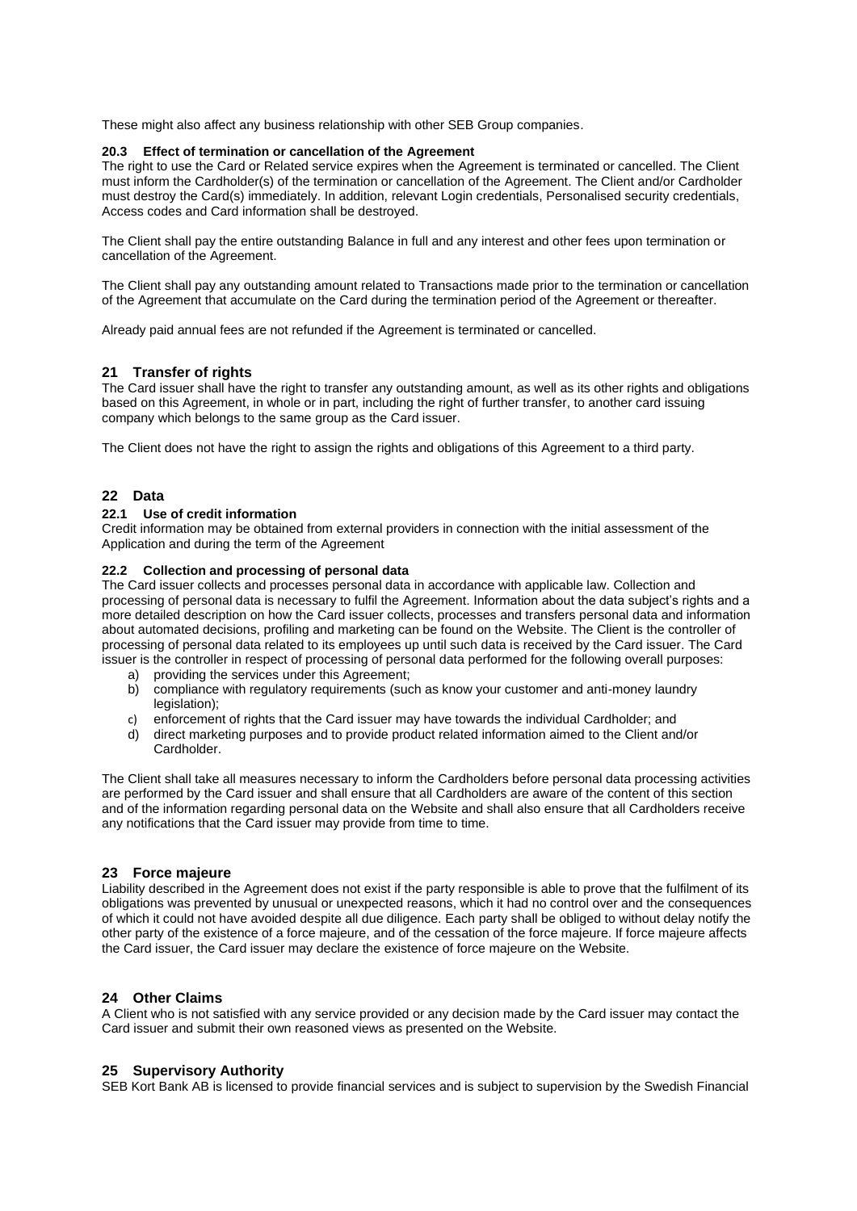These might also affect any business relationship with other SEB Group companies.

### 20.3 Effect of termination or cancellation of the Agreement

The right to use the Card or Related service expires when the Agreement is terminated or cancelled. The Client must inform the Cardholder(s) of the termination or cancellation of the Agreement. The Client and/or Cardholder must destroy the Card(s) immediately. In addition, relevant Login credentials, Personalised security credentials, Access codes and Card information shall be destroyed.

The Client shall pay the entire outstanding Balance in full and any interest and other fees upon termination or cancellation of the Agreement.

The Client shall pay any outstanding amount related to Transactions made prior to the termination or cancellation of the Agreement that accumulate on the Card during the termination period of the Agreement or thereafter.

Already paid annual fees are not refunded if the Agreement is terminated or cancelled.

## 21 Transfer of rights

The Card issuer shall have the right to transfer any outstanding amount, as well as its other rights and obligations based on this Agreement, in whole or in part, including the right of further transfer, to another card issuing company which belongs to the same group as the Card issuer.

The Client does not have the right to assign the rights and obligations of this Agreement to a third party.

## 22 Data

### 22.1 Use of credit information

Credit information may be obtained from external providers in connection with the initial assessment of the Application and during the term of the Agreement

### 22.2 Collection and processing of personal data

The Card issuer collects and processes personal data in accordance with applicable law. Collection and processing of personal data is necessary to fulfil the Agreement. Information about the data subject's rights and a more detailed description on how the Card issuer collects, processes and transfers personal data and information about automated decisions, profiling and marketing can be found on the Website. The Client is the controller of processing of personal data related to its employees up until such data is received by the Card issuer. The Card issuer is the controller in respect of processing of personal data performed for the following overall purposes:

a) providing the services under this Agreement;
b) compliance with regulatory requirements (such as know your customer and anti-money laundry legislation);
c) enforcement of rights that the Card issuer may have towards the individual Cardholder; and
d) direct marketing purposes and to provide product related information aimed to the Client and/or Cardholder.

The Client shall take all measures necessary to inform the Cardholders before personal data processing activities are performed by the Card issuer and shall ensure that all Cardholders are aware of the content of this section and of the information regarding personal data on the Website and shall also ensure that all Cardholders receive any notifications that the Card issuer may provide from time to time.

## 23 Force majeure

Liability described in the Agreement does not exist if the party responsible is able to prove that the fulfilment of its obligations was prevented by unusual or unexpected reasons, which it had no control over and the consequences of which it could not have avoided despite all due diligence. Each party shall be obliged to without delay notify the other party of the existence of a force majeure, and of the cessation of the force majeure. If force majeure affects the Card issuer, the Card issuer may declare the existence of force majeure on the Website.

## 24 Other Claims

A Client who is not satisfied with any service provided or any decision made by the Card issuer may contact the Card issuer and submit their own reasoned views as presented on the Website.

## 25 Supervisory Authority

SEB Kort Bank AB is licensed to provide financial services and is subject to supervision by the Swedish Financial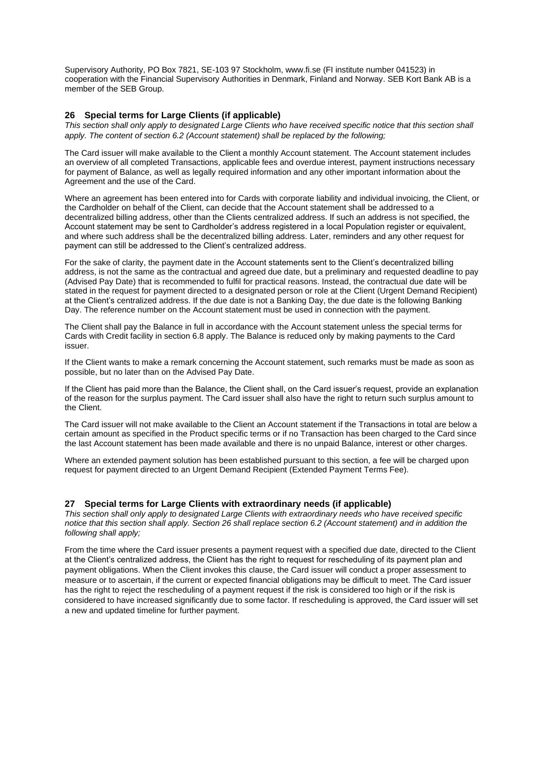Supervisory Authority, PO Box 7821, SE-103 97 Stockholm, www.fi.se (FI institute number 041523) in cooperation with the Financial Supervisory Authorities in Denmark, Finland and Norway. SEB Kort Bank AB is a member of the SEB Group.

## 26 Special terms for Large Clients (if applicable)

*This section shall only apply to designated Large Clients who have received specific notice that this section shall apply. The content of section 6.2 (Account statement) shall be replaced by the following;*

The Card issuer will make available to the Client a monthly Account statement. The Account statement includes an overview of all completed Transactions, applicable fees and overdue interest, payment instructions necessary for payment of Balance, as well as legally required information and any other important information about the Agreement and the use of the Card.

Where an agreement has been entered into for Cards with corporate liability and individual invoicing, the Client, or the Cardholder on behalf of the Client, can decide that the Account statement shall be addressed to a decentralized billing address, other than the Clients centralized address. If such an address is not specified, the Account statement may be sent to Cardholder's address registered in a local Population register or equivalent, and where such address shall be the decentralized billing address. Later, reminders and any other request for payment can still be addressed to the Client's centralized address.

For the sake of clarity, the payment date in the Account statements sent to the Client's decentralized billing address, is not the same as the contractual and agreed due date, but a preliminary and requested deadline to pay (Advised Pay Date) that is recommended to fulfil for practical reasons. Instead, the contractual due date will be stated in the request for payment directed to a designated person or role at the Client (Urgent Demand Recipient) at the Client's centralized address. If the due date is not a Banking Day, the due date is the following Banking Day. The reference number on the Account statement must be used in connection with the payment.

The Client shall pay the Balance in full in accordance with the Account statement unless the special terms for Cards with Credit facility in section 6.8 apply. The Balance is reduced only by making payments to the Card issuer.

If the Client wants to make a remark concerning the Account statement, such remarks must be made as soon as possible, but no later than on the Advised Pay Date.

If the Client has paid more than the Balance, the Client shall, on the Card issuer's request, provide an explanation of the reason for the surplus payment. The Card issuer shall also have the right to return such surplus amount to the Client.

The Card issuer will not make available to the Client an Account statement if the Transactions in total are below a certain amount as specified in the Product specific terms or if no Transaction has been charged to the Card since the last Account statement has been made available and there is no unpaid Balance, interest or other charges.

Where an extended payment solution has been established pursuant to this section, a fee will be charged upon request for payment directed to an Urgent Demand Recipient (Extended Payment Terms Fee).

## 27 Special terms for Large Clients with extraordinary needs (if applicable)

*This section shall only apply to designated Large Clients with extraordinary needs who have received specific notice that this section shall apply. Section 26 shall replace section 6.2 (Account statement) and in addition the following shall apply;*

From the time where the Card issuer presents a payment request with a specified due date, directed to the Client at the Client's centralized address, the Client has the right to request for rescheduling of its payment plan and payment obligations. When the Client invokes this clause, the Card issuer will conduct a proper assessment to measure or to ascertain, if the current or expected financial obligations may be difficult to meet. The Card issuer has the right to reject the rescheduling of a payment request if the risk is considered too high or if the risk is considered to have increased significantly due to some factor. If rescheduling is approved, the Card issuer will set a new and updated timeline for further payment.